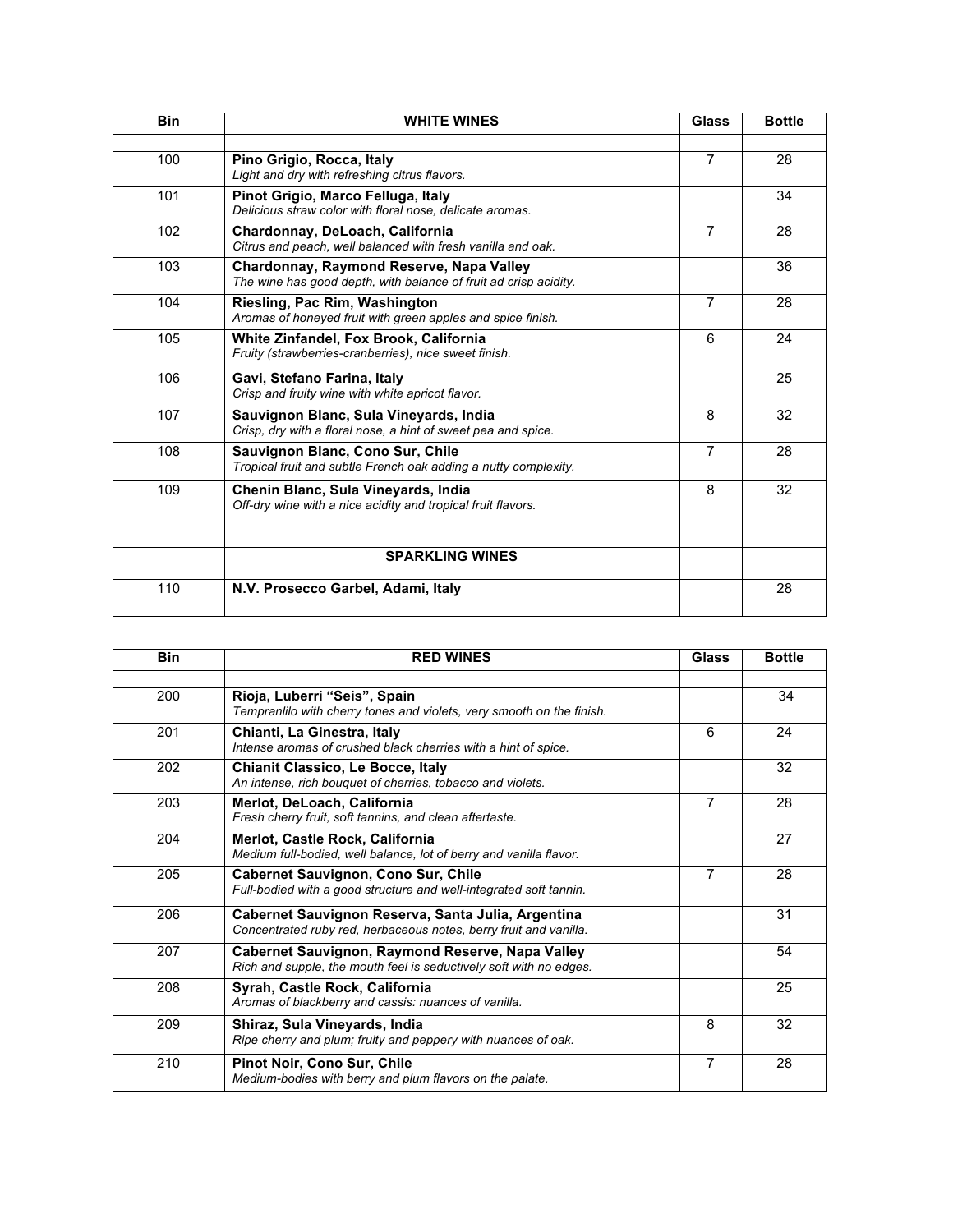| Bin | WHITE WINES | Glass | Bottle |
|---|---|---|---|
| | | | |
| 100 | **Pino Grigio, Rocca, Italy**<br>*Light and dry with refreshing citrus flavors.* | 7 | 28 |
| 101 | **Pinot Grigio, Marco Felluga, Italy**<br>*Delicious straw color with floral nose, delicate aromas.* | | 34 |
| 102 | **Chardonnay, DeLoach, California**<br>*Citrus and peach, well balanced with fresh vanilla and oak.* | 7 | 28 |
| 103 | **Chardonnay, Raymond Reserve, Napa Valley**<br>*The wine has good depth, with balance of fruit ad crisp acidity.* | | 36 |
| 104 | **Riesling, Pac Rim, Washington**<br>*Aromas of honeyed fruit with green apples and spice finish.* | 7 | 28 |
| 105 | **White Zinfandel, Fox Brook, California**<br>*Fruity (strawberries-cranberries), nice sweet finish.* | 6 | 24 |
| 106 | **Gavi, Stefano Farina, Italy**<br>*Crisp and fruity wine with white apricot flavor.* | | 25 |
| 107 | **Sauvignon Blanc, Sula Vineyards, India**<br>*Crisp, dry with a floral nose, a hint of sweet pea and spice.* | 8 | 32 |
| 108 | **Sauvignon Blanc, Cono Sur, Chile**<br>*Tropical fruit and subtle French oak adding a nutty complexity.* | 7 | 28 |
| 109 | **Chenin Blanc, Sula Vineyards, India**<br>*Off-dry wine with a nice acidity and tropical fruit flavors.* | 8 | 32 |
| | **SPARKLING WINES** | | |
| 110 | **N.V. Prosecco Garbel, Adami, Italy** | | 28 |

| Bin | RED WINES | Glass | Bottle |
|---|---|---|---|
| | | | |
| 200 | **Rioja, Luberri "Seis", Spain**<br>*Tempranlilo with cherry tones and violets, very smooth on the finish.* | | 34 |
| 201 | **Chianti, La Ginestra, Italy**<br>*Intense aromas of crushed black cherries with a hint of spice.* | 6 | 24 |
| 202 | **Chianit Classico, Le Bocce, Italy**<br>*An intense, rich bouquet of cherries, tobacco and violets.* | | 32 |
| 203 | **Merlot, DeLoach, California**<br>*Fresh cherry fruit, soft tannins, and clean aftertaste.* | 7 | 28 |
| 204 | **Merlot, Castle Rock, California**<br>*Medium full-bodied, well balance, lot of berry and vanilla flavor.* | | 27 |
| 205 | **Cabernet Sauvignon, Cono Sur, Chile**<br>*Full-bodied with a good structure and well-integrated soft tannin.* | 7 | 28 |
| 206 | **Cabernet Sauvignon Reserva, Santa Julia, Argentina**<br>*Concentrated ruby red, herbaceous notes, berry fruit and vanilla.* | | 31 |
| 207 | **Cabernet Sauvignon, Raymond Reserve, Napa Valley**<br>*Rich and supple, the mouth feel is seductively soft with no edges.* | | 54 |
| 208 | **Syrah, Castle Rock, California**<br>*Aromas of blackberry and cassis: nuances of vanilla.* | | 25 |
| 209 | **Shiraz, Sula Vineyards, India**<br>*Ripe cherry and plum; fruity and peppery with nuances of oak.* | 8 | 32 |
| 210 | **Pinot Noir, Cono Sur, Chile**<br>*Medium-bodies with berry and plum flavors on the palate.* | 7 | 28 |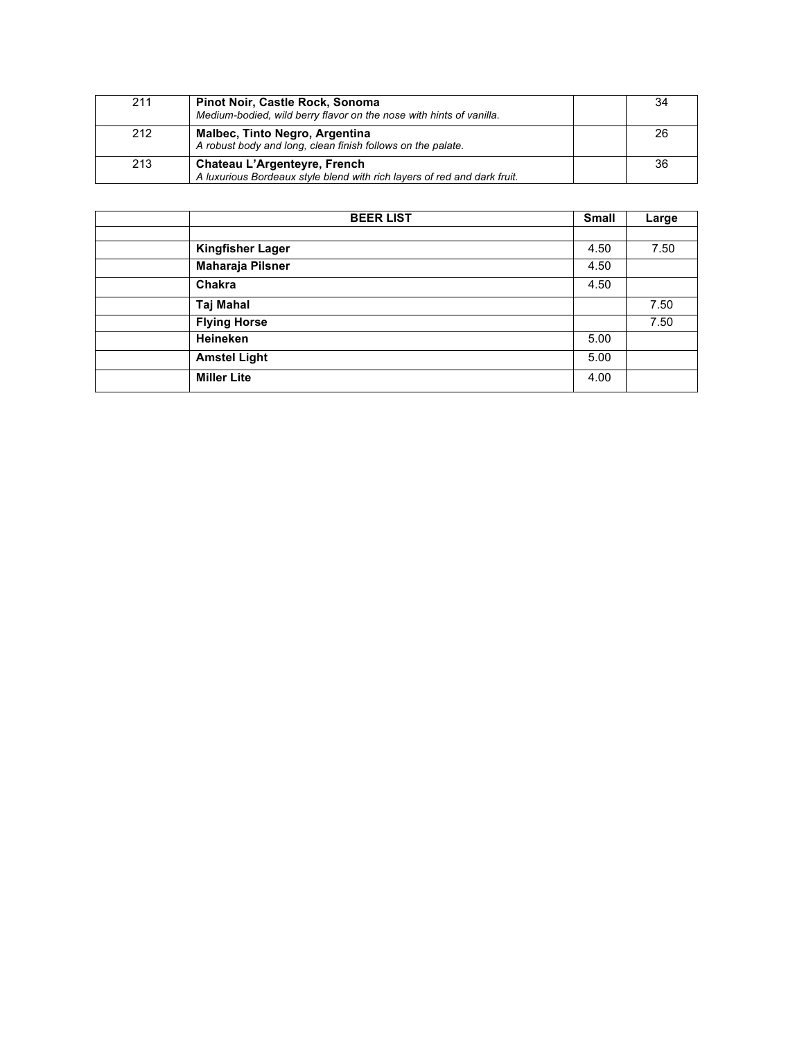| | | | |
|---|---|---|---|
| 211 | **Pinot Noir, Castle Rock, Sonoma**<br>*Medium-bodied, wild berry flavor on the nose with hints of vanilla.* | | 34 |
| 212 | **Malbec, Tinto Negro, Argentina**<br>*A robust body and long, clean finish follows on the palate.* | | 26 |
| 213 | **Chateau L'Argenteyre, French**<br>*A luxurious Bordeaux style blend with rich layers of red and dark fruit.* | | 36 |

| | **BEER LIST** | **Small** | **Large** |
|---|---|---|---|
| | | | |
| | **Kingfisher Lager** | 4.50 | 7.50 |
| | **Maharaja Pilsner** | 4.50 | |
| | **Chakra** | 4.50 | |
| | **Taj Mahal** | | 7.50 |
| | **Flying Horse** | | 7.50 |
| | **Heineken** | 5.00 | |
| | **Amstel Light** | 5.00 | |
| | **Miller Lite** | 4.00 | |